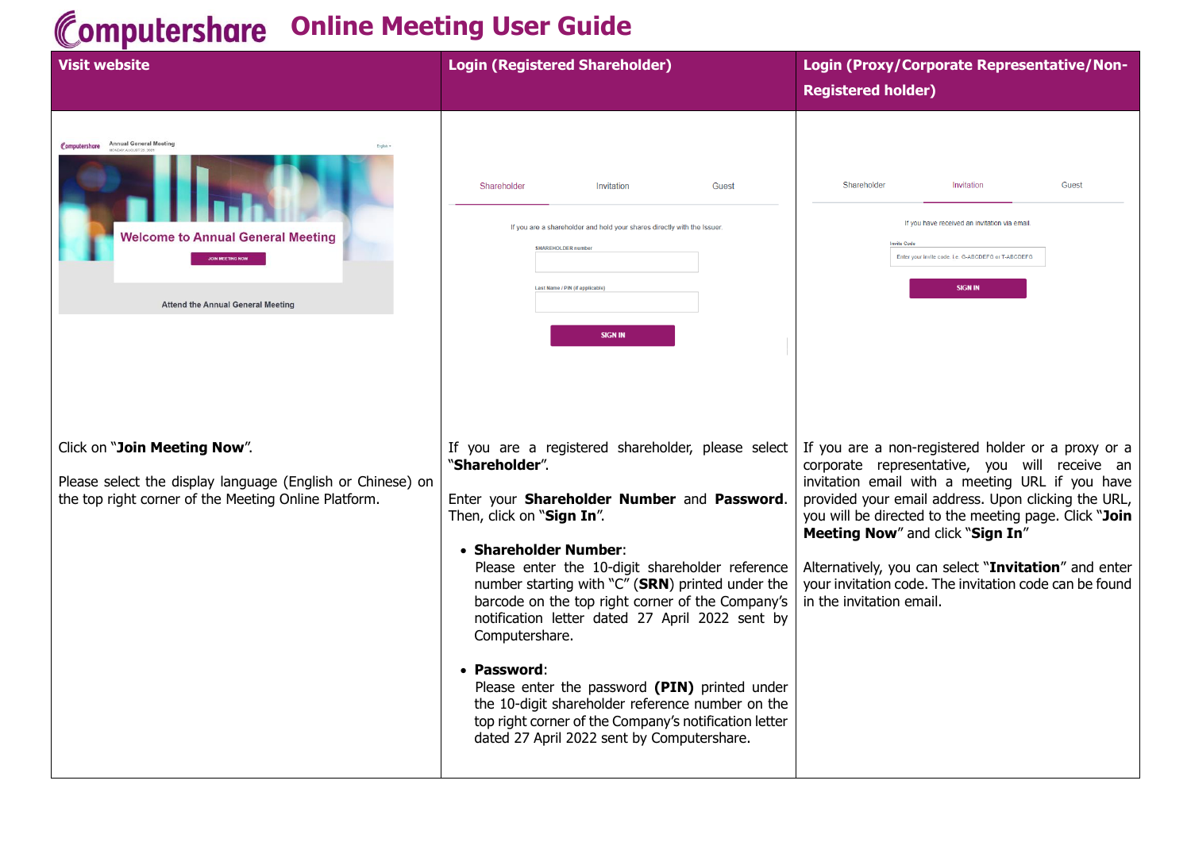# Computershare Online Meeting User Guide

| Visit website | Login (Registered Shareholder) | Login (Proxy/Corporate Representative/Non-Registered holder) |
| --- | --- | --- |
| Click on "**Join Meeting Now**".<br><br>Please select the display language (English or Chinese) on the top right corner of the Meeting Online Platform. | If you are a registered shareholder, please select "**Shareholder**".<br><br>Enter your **Shareholder Number** and **Password**. Then, click on "**Sign In**".<br><br>• **Shareholder Number**: Please enter the 10-digit shareholder reference number starting with "C" (**SRN**) printed under the barcode on the top right corner of the Company's notification letter dated 27 April 2022 sent by Computershare.<br><br>• **Password**: Please enter the password **(PIN)** printed under the 10-digit shareholder reference number on the top right corner of the Company's notification letter dated 27 April 2022 sent by Computershare. | If you are a non-registered holder or a proxy or a corporate representative, you will receive an invitation email with a meeting URL if you have provided your email address. Upon clicking the URL, you will be directed to the meeting page. Click "**Join Meeting Now**" and click "**Sign In**"<br><br>Alternatively, you can select "**Invitation**" and enter your invitation code. The invitation code can be found in the invitation email. |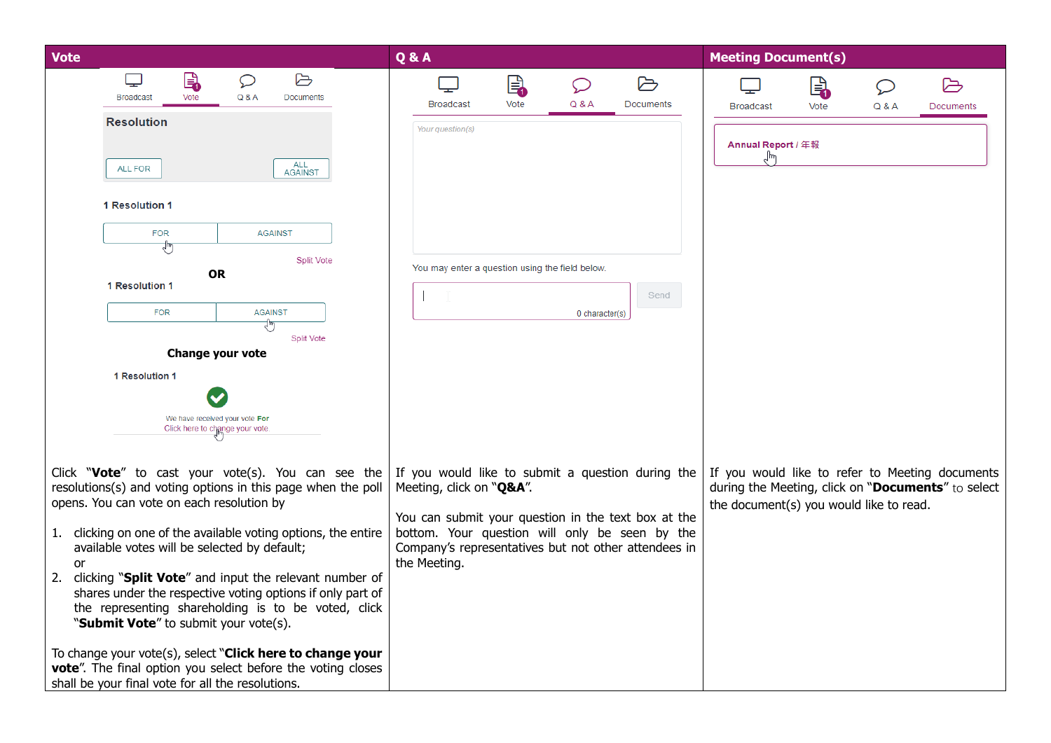| Vote | Q & A | Meeting Document(s) |
| --- | --- | --- |
| Broadcast · Vote · Q & A · Documents<br><br>**Resolution**<br>ALL FOR · ALL AGAINST<br><br>1 Resolution 1<br>FOR · AGAINST<br>Split Vote<br><br>**OR**<br><br>1 Resolution 1<br>FOR · AGAINST<br>Split Vote<br><br>**Change your vote**<br><br>1 Resolution 1<br>We have received your vote For<br>Click here to change your vote | Broadcast · Vote · Q & A · Documents<br><br>*Your question(s)*<br><br>You may enter a question using the field below.<br><br>0 character(s) · Send | Broadcast · Vote · Q & A · Documents<br><br>**Annual Report / 年報** |
| Click "**Vote**" to cast your vote(s). You can see the resolutions(s) and voting options in this page when the poll opens. You can vote on each resolution by<br><br>1. clicking on one of the available voting options, the entire available votes will be selected by default;<br>or<br>2. clicking "**Split Vote**" and input the relevant number of shares under the respective voting options if only part of the representing shareholding is to be voted, click "**Submit Vote**" to submit your vote(s).<br><br>To change your vote(s), select "**Click here to change your vote**". The final option you select before the voting closes shall be your final vote for all the resolutions. | If you would like to submit a question during the Meeting, click on "**Q&A**".<br><br>You can submit your question in the text box at the bottom. Your question will only be seen by the Company's representatives but not other attendees in the Meeting. | If you would like to refer to Meeting documents during the Meeting, click on "**Documents**" to select the document(s) you would like to read. |